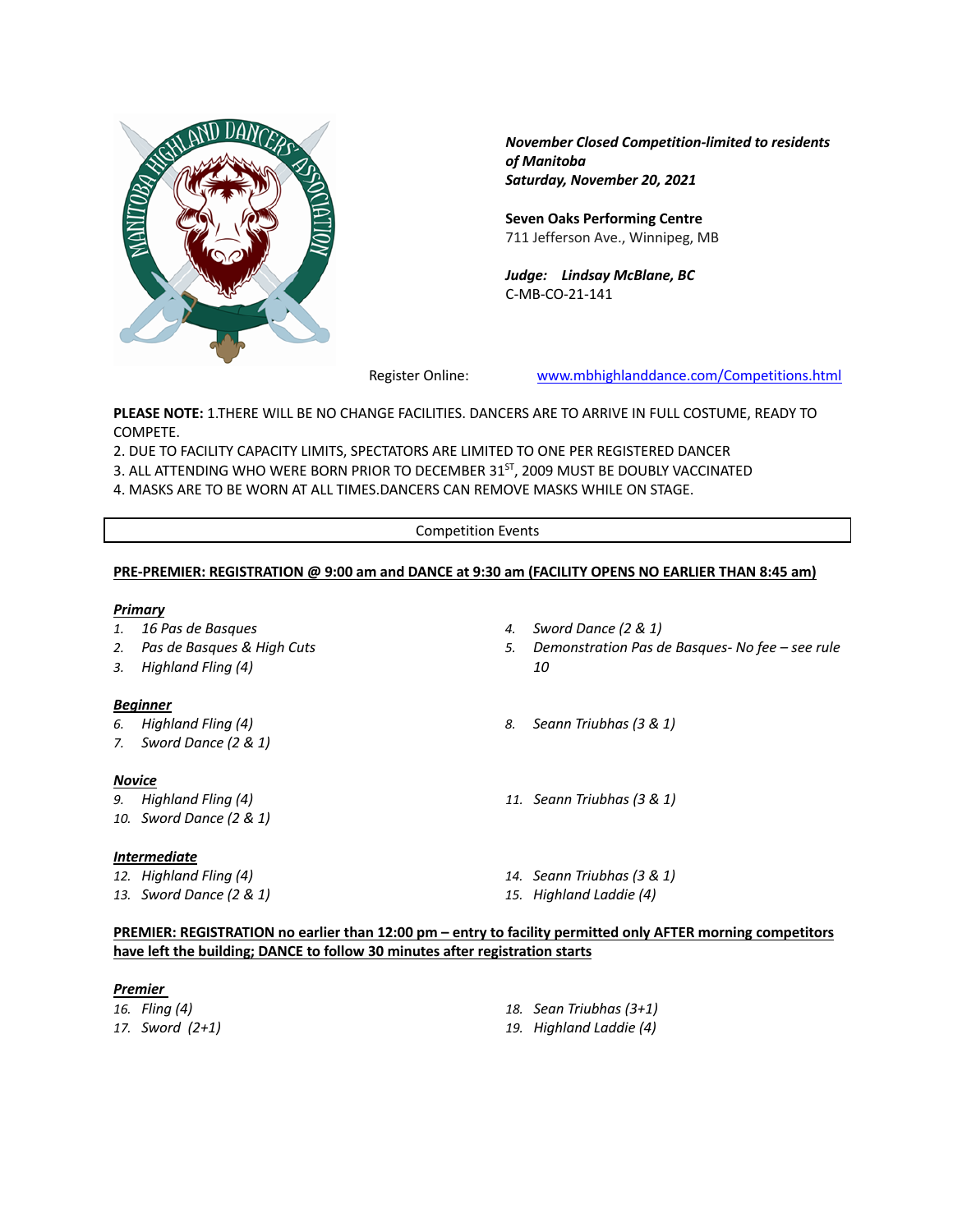***November Closed Competition-limited to residents of Manitoba***
***Saturday, November 20, 2021***

**Seven Oaks Performing Centre**
711 Jefferson Ave., Winnipeg, MB

***Judge: Lindsay McBlane, BC***
C-MB-CO-21-141

Register Online: www.mbhighlanddance.com/Competitions.html

**PLEASE NOTE:** 1.THERE WILL BE NO CHANGE FACILITIES. DANCERS ARE TO ARRIVE IN FULL COSTUME, READY TO COMPETE.
2. DUE TO FACILITY CAPACITY LIMITS, SPECTATORS ARE LIMITED TO ONE PER REGISTERED DANCER
3. ALL ATTENDING WHO WERE BORN PRIOR TO DECEMBER 31ST, 2009 MUST BE DOUBLY VACCINATED
4. MASKS ARE TO BE WORN AT ALL TIMES.DANCERS CAN REMOVE MASKS WHILE ON STAGE.

## Competition Events

**PRE-PREMIER: REGISTRATION @ 9:00 am and DANCE at 9:30 am (FACILITY OPENS NO EARLIER THAN 8:45 am)**

***Primary***

1. *16 Pas de Basques*
2. *Pas de Basques & High Cuts*
3. *Highland Fling (4)*
4. *Sword Dance (2 & 1)*
5. *Demonstration Pas de Basques- No fee – see rule 10*

***Beginner***

6. *Highland Fling (4)*
7. *Sword Dance (2 & 1)*
8. *Seann Triubhas (3 & 1)*

***Novice***

9. *Highland Fling (4)*
10. *Sword Dance (2 & 1)*
11. *Seann Triubhas (3 & 1)*

***Intermediate***

12. *Highland Fling (4)*
13. *Sword Dance (2 & 1)*
14. *Seann Triubhas (3 & 1)*
15. *Highland Laddie (4)*

**PREMIER: REGISTRATION no earlier than 12:00 pm – entry to facility permitted only AFTER morning competitors have left the building; DANCE to follow 30 minutes after registration starts**

***Premier***

16. *Fling (4)*
17. *Sword (2+1)*
18. *Sean Triubhas (3+1)*
19. *Highland Laddie (4)*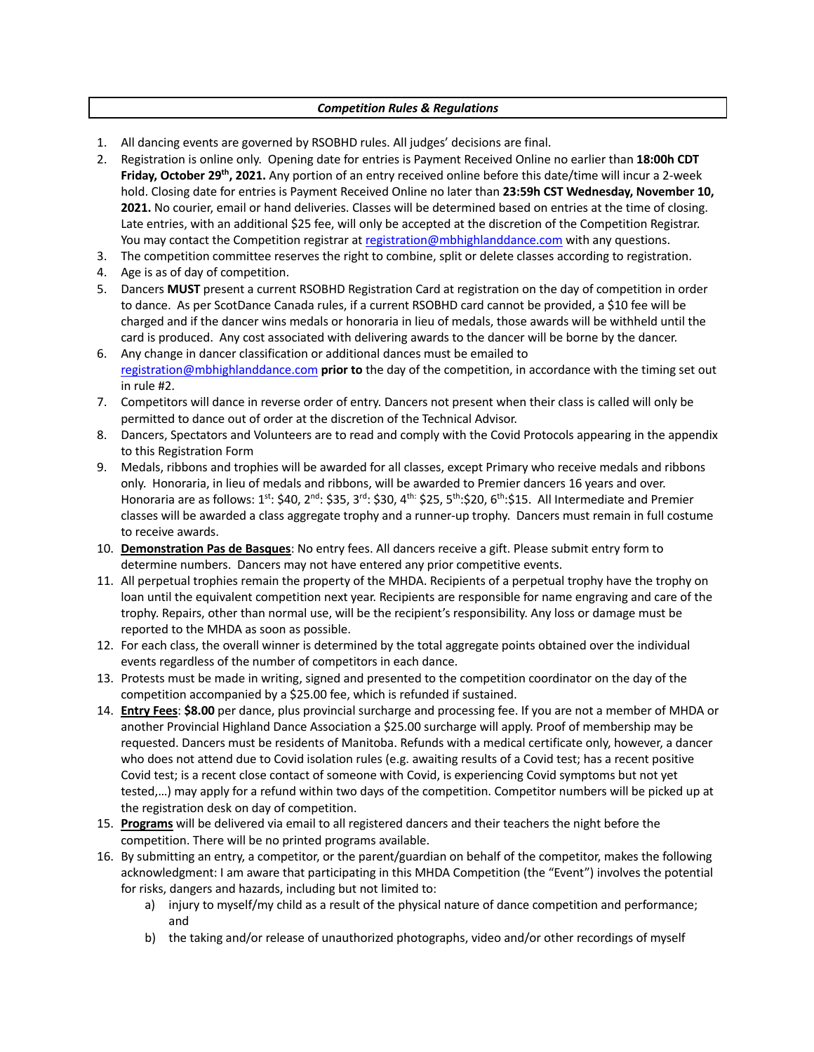***Competition Rules & Regulations***

1. All dancing events are governed by RSOBHD rules. All judges' decisions are final.
2. Registration is online only. Opening date for entries is Payment Received Online no earlier than **18:00h CDT Friday, October 29th, 2021.** Any portion of an entry received online before this date/time will incur a 2-week hold. Closing date for entries is Payment Received Online no later than **23:59h CST Wednesday, November 10, 2021.** No courier, email or hand deliveries. Classes will be determined based on entries at the time of closing. Late entries, with an additional $25 fee, will only be accepted at the discretion of the Competition Registrar. You may contact the Competition registrar at registration@mbhighlanddance.com with any questions.
3. The competition committee reserves the right to combine, split or delete classes according to registration.
4. Age is as of day of competition.
5. Dancers **MUST** present a current RSOBHD Registration Card at registration on the day of competition in order to dance. As per ScotDance Canada rules, if a current RSOBHD card cannot be provided, a $10 fee will be charged and if the dancer wins medals or honoraria in lieu of medals, those awards will be withheld until the card is produced. Any cost associated with delivering awards to the dancer will be borne by the dancer.
6. Any change in dancer classification or additional dances must be emailed to registration@mbhighlanddance.com **prior to** the day of the competition, in accordance with the timing set out in rule #2.
7. Competitors will dance in reverse order of entry. Dancers not present when their class is called will only be permitted to dance out of order at the discretion of the Technical Advisor.
8. Dancers, Spectators and Volunteers are to read and comply with the Covid Protocols appearing in the appendix to this Registration Form
9. Medals, ribbons and trophies will be awarded for all classes, except Primary who receive medals and ribbons only. Honoraria, in lieu of medals and ribbons, will be awarded to Premier dancers 16 years and over. Honoraria are as follows: 1st: $40, 2nd: $35, 3rd: $30, 4th: $25, 5th:$20, 6th:$15. All Intermediate and Premier classes will be awarded a class aggregate trophy and a runner-up trophy. Dancers must remain in full costume to receive awards.
10. **Demonstration Pas de Basques**: No entry fees. All dancers receive a gift. Please submit entry form to determine numbers. Dancers may not have entered any prior competitive events.
11. All perpetual trophies remain the property of the MHDA. Recipients of a perpetual trophy have the trophy on loan until the equivalent competition next year. Recipients are responsible for name engraving and care of the trophy. Repairs, other than normal use, will be the recipient's responsibility. Any loss or damage must be reported to the MHDA as soon as possible.
12. For each class, the overall winner is determined by the total aggregate points obtained over the individual events regardless of the number of competitors in each dance.
13. Protests must be made in writing, signed and presented to the competition coordinator on the day of the competition accompanied by a $25.00 fee, which is refunded if sustained.
14. **Entry Fees**: **$8.00** per dance, plus provincial surcharge and processing fee. If you are not a member of MHDA or another Provincial Highland Dance Association a $25.00 surcharge will apply. Proof of membership may be requested. Dancers must be residents of Manitoba. Refunds with a medical certificate only, however, a dancer who does not attend due to Covid isolation rules (e.g. awaiting results of a Covid test; has a recent positive Covid test; is a recent close contact of someone with Covid, is experiencing Covid symptoms but not yet tested,…) may apply for a refund within two days of the competition. Competitor numbers will be picked up at the registration desk on day of competition.
15. **Programs** will be delivered via email to all registered dancers and their teachers the night before the competition. There will be no printed programs available.
16. By submitting an entry, a competitor, or the parent/guardian on behalf of the competitor, makes the following acknowledgment: I am aware that participating in this MHDA Competition (the "Event") involves the potential for risks, dangers and hazards, including but not limited to:
    a) injury to myself/my child as a result of the physical nature of dance competition and performance; and
    b) the taking and/or release of unauthorized photographs, video and/or other recordings of myself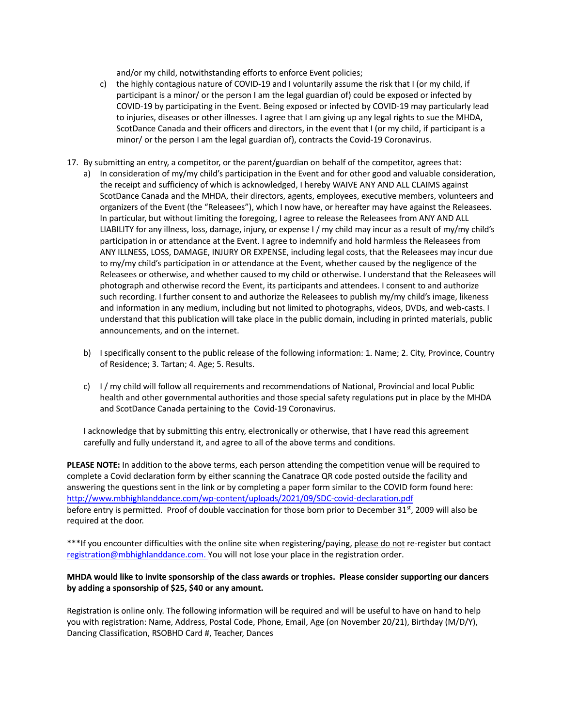and/or my child, notwithstanding efforts to enforce Event policies;

c) the highly contagious nature of COVID-19 and I voluntarily assume the risk that I (or my child, if participant is a minor/ or the person I am the legal guardian of) could be exposed or infected by COVID-19 by participating in the Event. Being exposed or infected by COVID-19 may particularly lead to injuries, diseases or other illnesses. I agree that I am giving up any legal rights to sue the MHDA, ScotDance Canada and their officers and directors, in the event that I (or my child, if participant is a minor/ or the person I am the legal guardian of), contracts the Covid-19 Coronavirus.

17. By submitting an entry, a competitor, or the parent/guardian on behalf of the competitor, agrees that:

   a) In consideration of my/my child's participation in the Event and for other good and valuable consideration, the receipt and sufficiency of which is acknowledged, I hereby WAIVE ANY AND ALL CLAIMS against ScotDance Canada and the MHDA, their directors, agents, employees, executive members, volunteers and organizers of the Event (the "Releasees"), which I now have, or hereafter may have against the Releasees. In particular, but without limiting the foregoing, I agree to release the Releasees from ANY AND ALL LIABILITY for any illness, loss, damage, injury, or expense I / my child may incur as a result of my/my child's participation in or attendance at the Event. I agree to indemnify and hold harmless the Releasees from ANY ILLNESS, LOSS, DAMAGE, INJURY OR EXPENSE, including legal costs, that the Releasees may incur due to my/my child's participation in or attendance at the Event, whether caused by the negligence of the Releasees or otherwise, and whether caused to my child or otherwise. I understand that the Releasees will photograph and otherwise record the Event, its participants and attendees. I consent to and authorize such recording. I further consent to and authorize the Releasees to publish my/my child's image, likeness and information in any medium, including but not limited to photographs, videos, DVDs, and web-casts. I understand that this publication will take place in the public domain, including in printed materials, public announcements, and on the internet.

   b) I specifically consent to the public release of the following information: 1. Name; 2. City, Province, Country of Residence; 3. Tartan; 4. Age; 5. Results.

   c) I / my child will follow all requirements and recommendations of National, Provincial and local Public health and other governmental authorities and those special safety regulations put in place by the MHDA and ScotDance Canada pertaining to the Covid-19 Coronavirus.

   I acknowledge that by submitting this entry, electronically or otherwise, that I have read this agreement carefully and fully understand it, and agree to all of the above terms and conditions.

**PLEASE NOTE:** In addition to the above terms, each person attending the competition venue will be required to complete a Covid declaration form by either scanning the Canatrace QR code posted outside the facility and answering the questions sent in the link or by completing a paper form similar to the COVID form found here: http://www.mbhighlanddance.com/wp-content/uploads/2021/09/SDC-covid-declaration.pdf before entry is permitted. Proof of double vaccination for those born prior to December 31st, 2009 will also be required at the door.

***If you encounter difficulties with the online site when registering/paying, please do not re-register but contact registration@mbhighlanddance.com. You will not lose your place in the registration order.

**MHDA would like to invite sponsorship of the class awards or trophies. Please consider supporting our dancers by adding a sponsorship of $25, $40 or any amount.**

Registration is online only. The following information will be required and will be useful to have on hand to help you with registration: Name, Address, Postal Code, Phone, Email, Age (on November 20/21), Birthday (M/D/Y), Dancing Classification, RSOBHD Card #, Teacher, Dances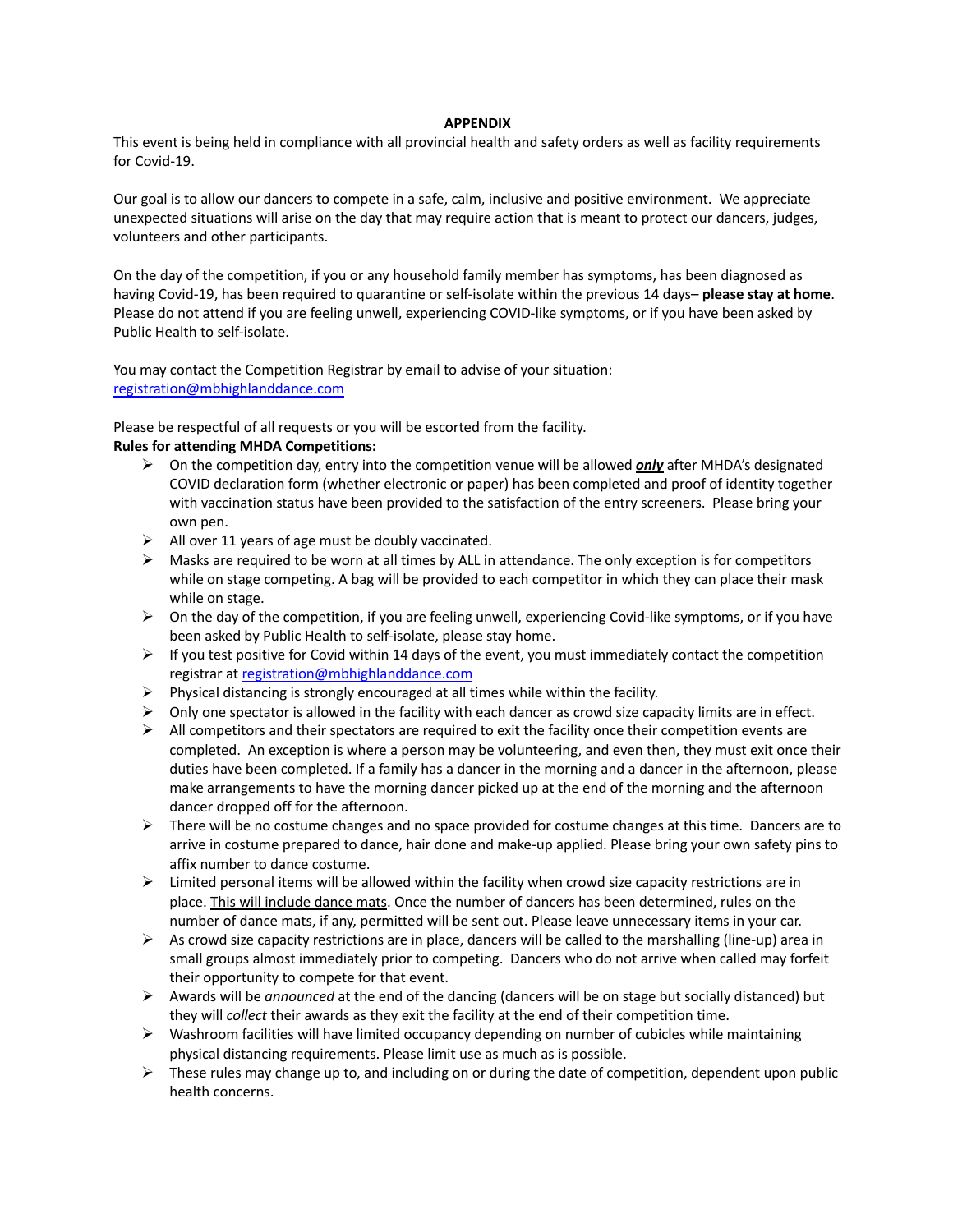**APPENDIX**

This event is being held in compliance with all provincial health and safety orders as well as facility requirements for Covid-19.

Our goal is to allow our dancers to compete in a safe, calm, inclusive and positive environment. We appreciate unexpected situations will arise on the day that may require action that is meant to protect our dancers, judges, volunteers and other participants.

On the day of the competition, if you or any household family member has symptoms, has been diagnosed as having Covid-19, has been required to quarantine or self-isolate within the previous 14 days– **please stay at home**. Please do not attend if you are feeling unwell, experiencing COVID-like symptoms, or if you have been asked by Public Health to self-isolate.

You may contact the Competition Registrar by email to advise of your situation: [registration@mbhighlanddance.com](mailto:registration@mbhighlanddance.com)

Please be respectful of all requests or you will be escorted from the facility.

**Rules for attending MHDA Competitions:**

- On the competition day, entry into the competition venue will be allowed ***only*** after MHDA's designated COVID declaration form (whether electronic or paper) has been completed and proof of identity together with vaccination status have been provided to the satisfaction of the entry screeners. Please bring your own pen.
- All over 11 years of age must be doubly vaccinated.
- Masks are required to be worn at all times by ALL in attendance. The only exception is for competitors while on stage competing. A bag will be provided to each competitor in which they can place their mask while on stage.
- On the day of the competition, if you are feeling unwell, experiencing Covid-like symptoms, or if you have been asked by Public Health to self-isolate, please stay home.
- If you test positive for Covid within 14 days of the event, you must immediately contact the competition registrar at [registration@mbhighlanddance.com](mailto:registration@mbhighlanddance.com)
- Physical distancing is strongly encouraged at all times while within the facility.
- Only one spectator is allowed in the facility with each dancer as crowd size capacity limits are in effect.
- All competitors and their spectators are required to exit the facility once their competition events are completed. An exception is where a person may be volunteering, and even then, they must exit once their duties have been completed. If a family has a dancer in the morning and a dancer in the afternoon, please make arrangements to have the morning dancer picked up at the end of the morning and the afternoon dancer dropped off for the afternoon.
- There will be no costume changes and no space provided for costume changes at this time. Dancers are to arrive in costume prepared to dance, hair done and make-up applied. Please bring your own safety pins to affix number to dance costume.
- Limited personal items will be allowed within the facility when crowd size capacity restrictions are in place. This will include dance mats. Once the number of dancers has been determined, rules on the number of dance mats, if any, permitted will be sent out. Please leave unnecessary items in your car.
- As crowd size capacity restrictions are in place, dancers will be called to the marshalling (line-up) area in small groups almost immediately prior to competing. Dancers who do not arrive when called may forfeit their opportunity to compete for that event.
- Awards will be *announced* at the end of the dancing (dancers will be on stage but socially distanced) but they will *collect* their awards as they exit the facility at the end of their competition time.
- Washroom facilities will have limited occupancy depending on number of cubicles while maintaining physical distancing requirements. Please limit use as much as is possible.
- These rules may change up to, and including on or during the date of competition, dependent upon public health concerns.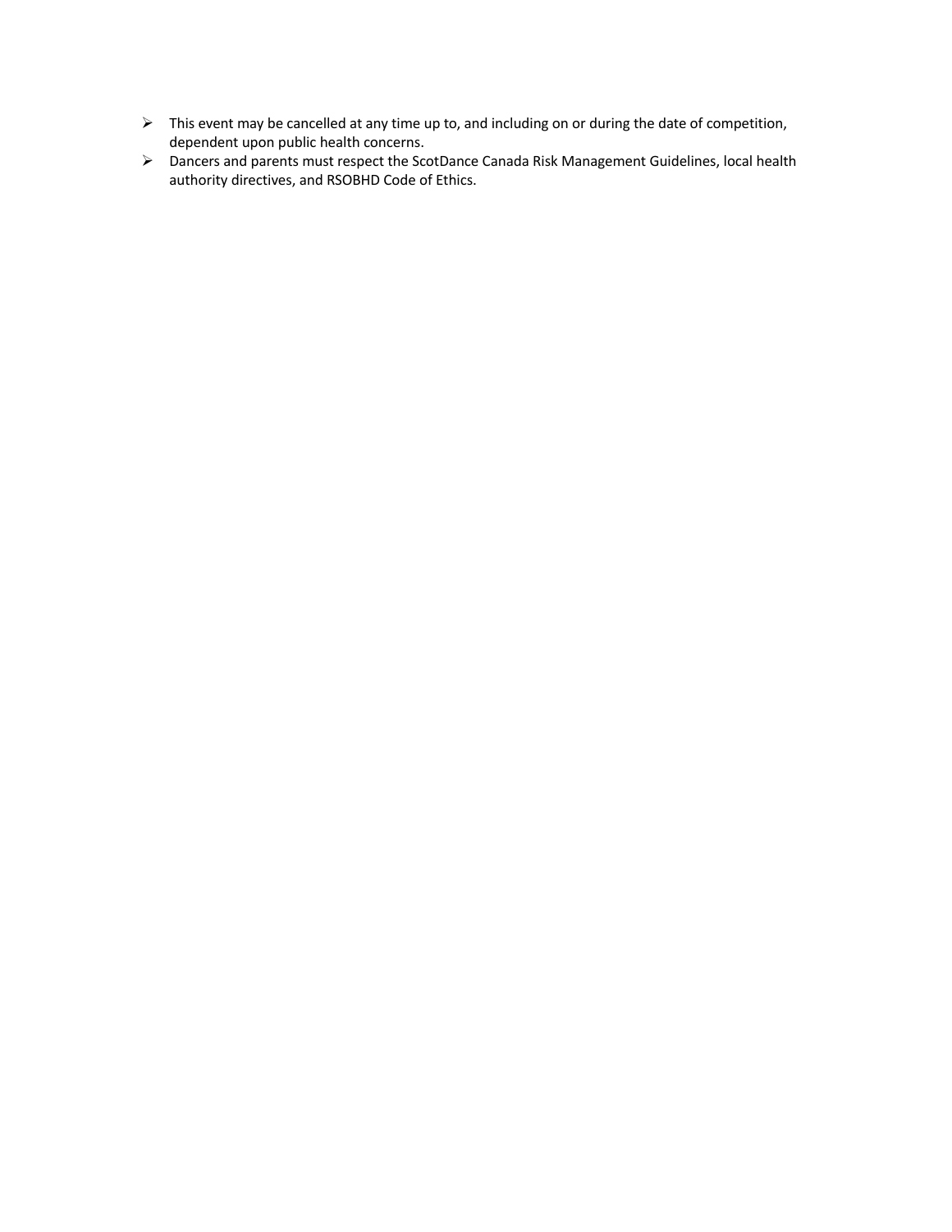- This event may be cancelled at any time up to, and including on or during the date of competition, dependent upon public health concerns.
- Dancers and parents must respect the ScotDance Canada Risk Management Guidelines, local health authority directives, and RSOBHD Code of Ethics.